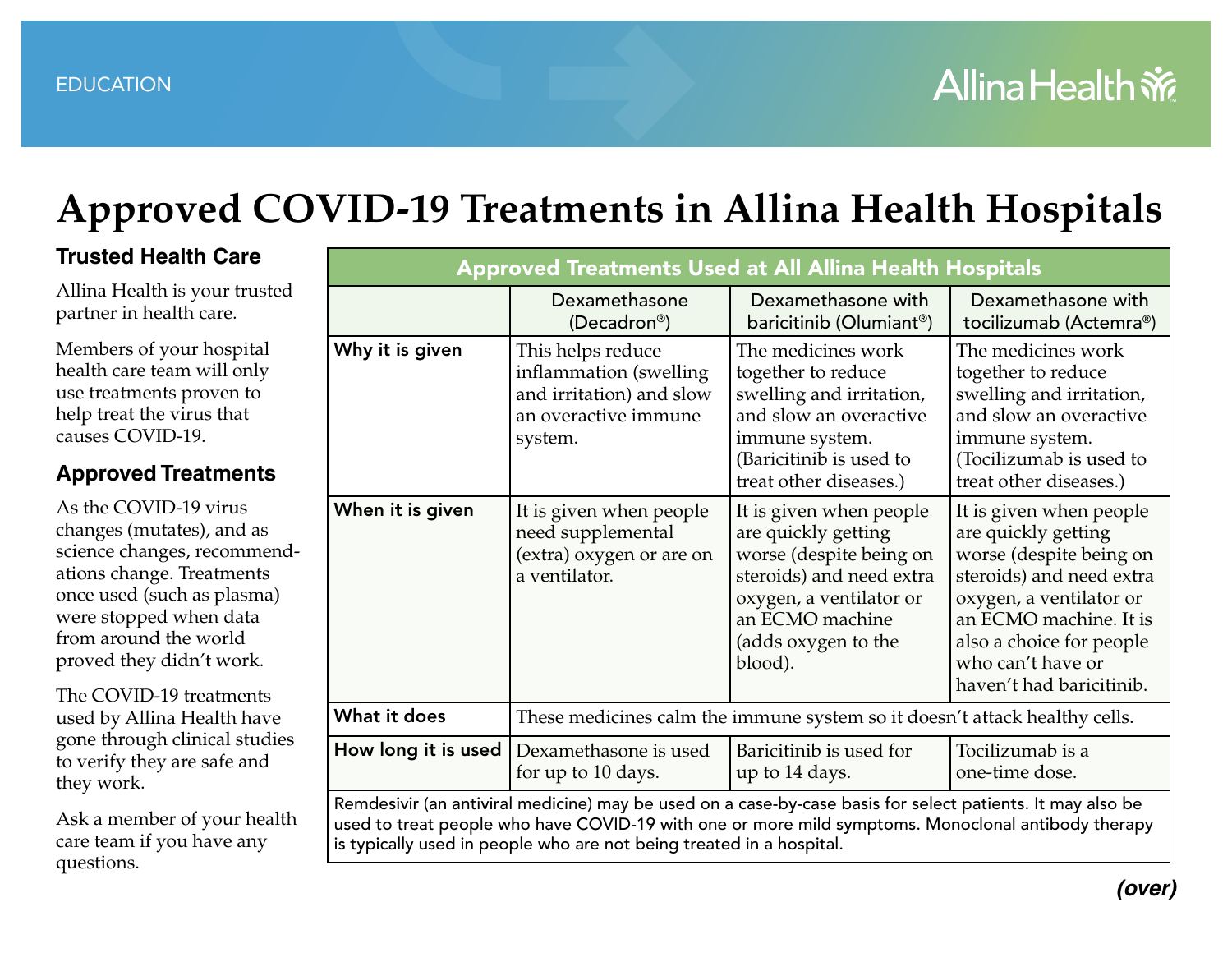EDUCATION

Allina Health

# Approved COVID-19 Treatments in Allina Health Hospitals

## Trusted Health Care

Allina Health is your trusted partner in health care.

Members of your hospital health care team will only use treatments proven to help treat the virus that causes COVID-19.

## Approved Treatments

As the COVID-19 virus changes (mutates), and as science changes, recommendations change. Treatments once used (such as plasma) were stopped when data from around the world proved they didn't work.

The COVID-19 treatments used by Allina Health have gone through clinical studies to verify they are safe and they work.

Ask a member of your health care team if you have any questions.

**Approved Treatments Used at All Allina Health Hospitals**

| | Dexamethasone (Decadron®) | Dexamethasone with baricitinib (Olumiant®) | Dexamethasone with tocilizumab (Actemra®) |
|---|---|---|---|
| **Why it is given** | This helps reduce inflammation (swelling and irritation) and slow an overactive immune system. | The medicines work together to reduce swelling and irritation, and slow an overactive immune system. (Baricitinib is used to treat other diseases.) | The medicines work together to reduce swelling and irritation, and slow an overactive immune system. (Tocilizumab is used to treat other diseases.) |
| **When it is given** | It is given when people need supplemental (extra) oxygen or are on a ventilator. | It is given when people are quickly getting worse (despite being on steroids) and need extra oxygen, a ventilator or an ECMO machine (adds oxygen to the blood). | It is given when people are quickly getting worse (despite being on steroids) and need extra oxygen, a ventilator or an ECMO machine. It is also a choice for people who can't have or haven't had baricitinib. |
| **What it does** | These medicines calm the immune system so it doesn't attack healthy cells. | | |
| **How long it is used** | Dexamethasone is used for up to 10 days. | Baricitinib is used for up to 14 days. | Tocilizumab is a one-time dose. |

Remdesivir (an antiviral medicine) may be used on a case-by-case basis for select patients. It may also be used to treat people who have COVID-19 with one or more mild symptoms. Monoclonal antibody therapy is typically used in people who are not being treated in a hospital.

***(over)***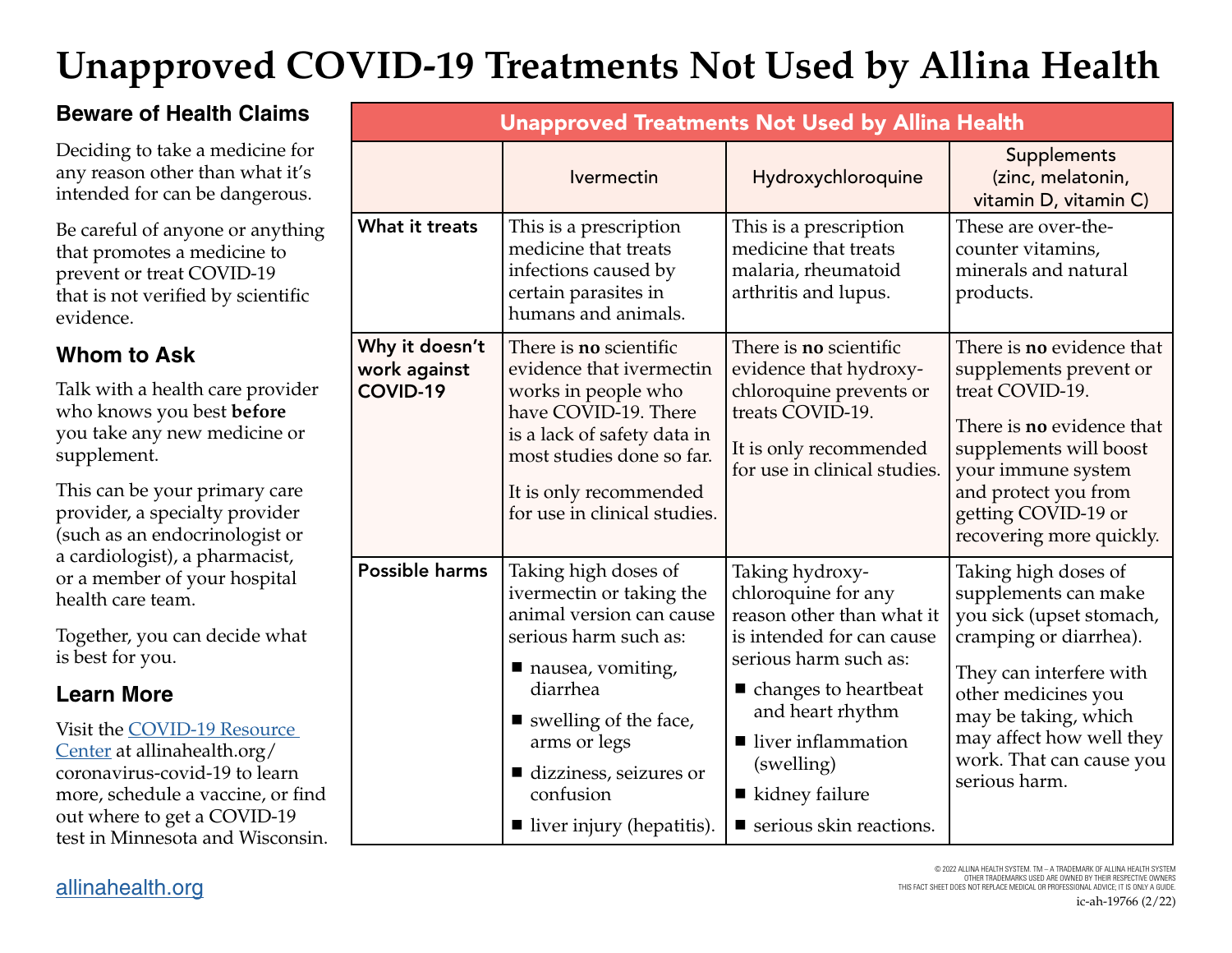# Unapproved COVID-19 Treatments Not Used by Allina Health

## Beware of Health Claims

Deciding to take a medicine for any reason other than what it's intended for can be dangerous.

Be careful of anyone or anything that promotes a medicine to prevent or treat COVID-19 that is not verified by scientific evidence.

## Whom to Ask

Talk with a health care provider who knows you best **before** you take any new medicine or supplement.

This can be your primary care provider, a specialty provider (such as an endocrinologist or a cardiologist), a pharmacist, or a member of your hospital health care team.

Together, you can decide what is best for you.

## Learn More

Visit the [COVID-19 Resource Center](allinahealth.org/coronavirus-covid-19) at allinahealth.org/coronavirus-covid-19 to learn more, schedule a vaccine, or find out where to get a COVID-19 test in Minnesota and Wisconsin.

**Unapproved Treatments Not Used by Allina Health**

| | Ivermectin | Hydroxychloroquine | Supplements (zinc, melatonin, vitamin D, vitamin C) |
|---|---|---|---|
| **What it treats** | This is a prescription medicine that treats infections caused by certain parasites in humans and animals. | This is a prescription medicine that treats malaria, rheumatoid arthritis and lupus. | These are over-the-counter vitamins, minerals and natural products. |
| **Why it doesn't work against COVID-19** | There is **no** scientific evidence that ivermectin works in people who have COVID-19. There is a lack of safety data in most studies done so far. It is only recommended for use in clinical studies. | There is **no** scientific evidence that hydroxychloroquine prevents or treats COVID-19. It is only recommended for use in clinical studies. | There is **no** evidence that supplements prevent or treat COVID-19. There is **no** evidence that supplements will boost your immune system and protect you from getting COVID-19 or recovering more quickly. |
| **Possible harms** | Taking high doses of ivermectin or taking the animal version can cause serious harm such as: ■ nausea, vomiting, diarrhea ■ swelling of the face, arms or legs ■ dizziness, seizures or confusion ■ liver injury (hepatitis). | Taking hydroxychloroquine for any reason other than what it is intended for can cause serious harm such as: ■ changes to heartbeat and heart rhythm ■ liver inflammation (swelling) ■ kidney failure ■ serious skin reactions. | Taking high doses of supplements can make you sick (upset stomach, cramping or diarrhea). They can interfere with other medicines you may be taking, which may affect how well they work. That can cause you serious harm. |

allinahealth.org

© 2022 ALLINA HEALTH SYSTEM. TM – A TRADEMARK OF ALLINA HEALTH SYSTEM
OTHER TRADEMARKS USED ARE OWNED BY THEIR RESPECTIVE OWNERS
THIS FACT SHEET DOES NOT REPLACE MEDICAL OR PROFESSIONAL ADVICE; IT IS ONLY A GUIDE.
ic-ah-19766 (2/22)